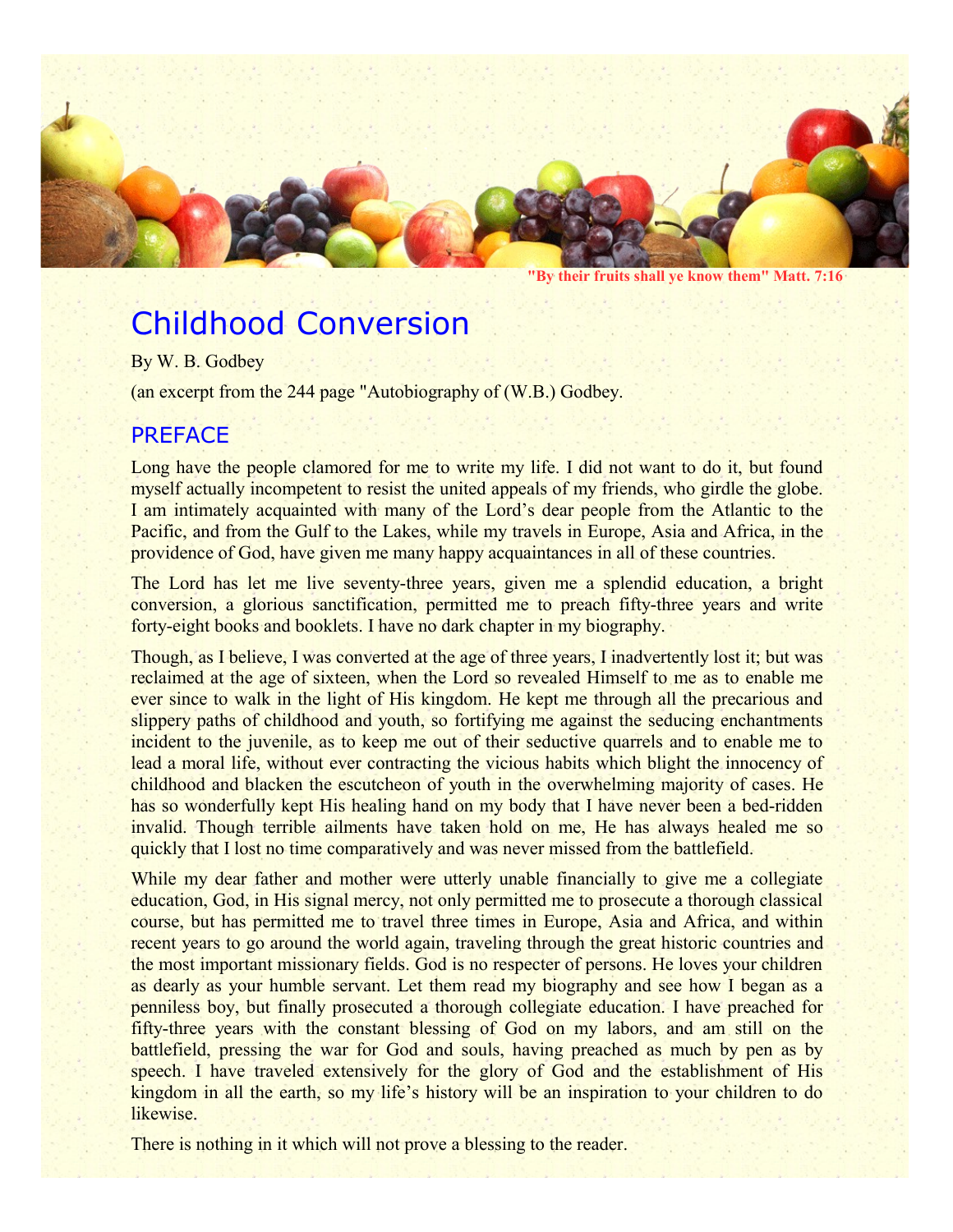"By their fruits shall ye know them" Matt. 7:16

# Childhood Conversion

By W. B. Godbey

(an excerpt from the 244 page "Autobiography of (W.B.) Godbey.

## PREFACE

Long have the people clamored for me to write my life. I did not want to do it, but found myself actually incompetent to resist the united appeals of my friends, who girdle the globe. I am intimately acquainted with many of the Lord's dear people from the Atlantic to the Pacific, and from the Gulf to the Lakes, while my travels in Europe, Asia and Africa, in the providence of God, have given me many happy acquaintances in all of these countries.

The Lord has let me live seventy-three years, given me a splendid education, a bright conversion, a glorious sanctification, permitted me to preach fifty-three years and write forty-eight books and booklets. I have no dark chapter in my biography.

Though, as I believe, I was converted at the age of three years, I inadvertently lost it; but was reclaimed at the age of sixteen, when the Lord so revealed Himself to me as to enable me ever since to walk in the light of His kingdom. He kept me through all the precarious and slippery paths of childhood and youth, so fortifying me against the seducing enchantments incident to the juvenile, as to keep me out of their seductive quarrels and to enable me to lead a moral life, without ever contracting the vicious habits which blight the innocency of childhood and blacken the escutcheon of youth in the overwhelming majority of cases. He has so wonderfully kept His healing hand on my body that I have never been a bed-ridden invalid. Though terrible ailments have taken hold on me, He has always healed me so quickly that I lost no time comparatively and was never missed from the battlefield.

While my dear father and mother were utterly unable financially to give me a collegiate education, God, in His signal mercy, not only permitted me to prosecute a thorough classical course, but has permitted me to travel three times in Europe, Asia and Africa, and within recent years to go around the world again, traveling through the great historic countries and the most important missionary fields. God is no respecter of persons. He loves your children as dearly as your humble servant. Let them read my biography and see how I began as a penniless boy, but finally prosecuted a thorough collegiate education. I have preached for fifty-three years with the constant blessing of God on my labors, and am still on the battlefield, pressing the war for God and souls, having preached as much by pen as by speech. I have traveled extensively for the glory of God and the establishment of His kingdom in all the earth, so my life's history will be an inspiration to your children to do likewise.

There is nothing in it which will not prove a blessing to the reader.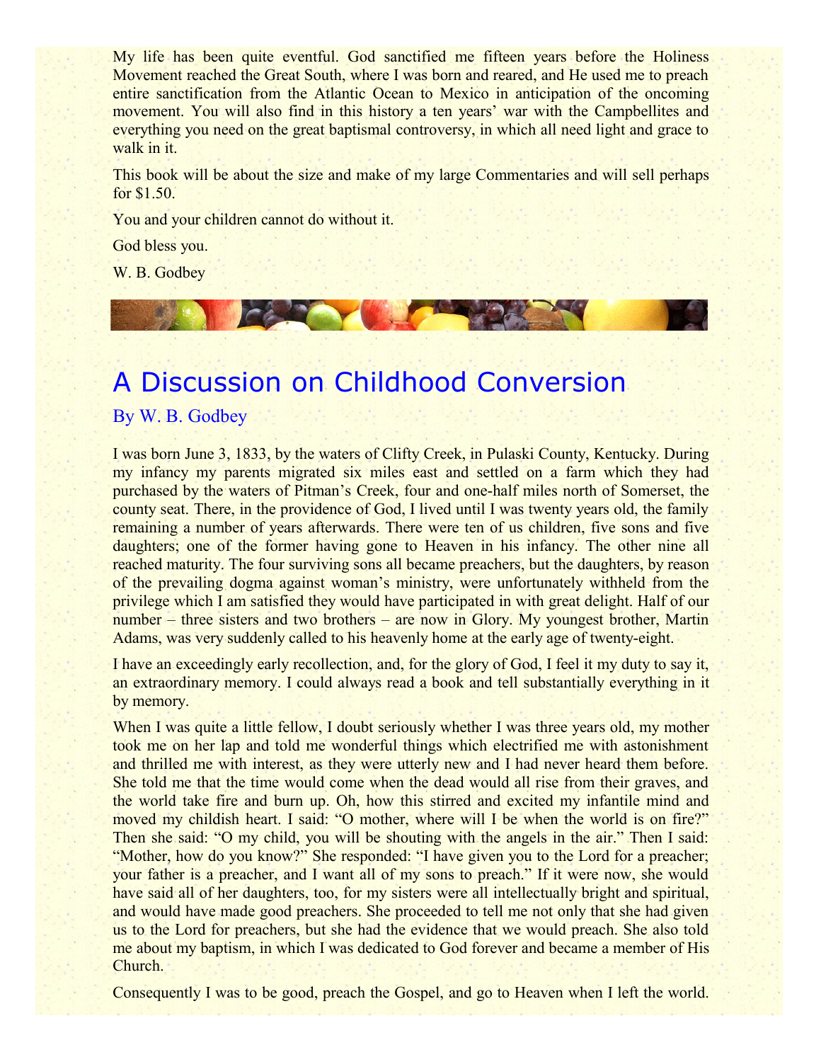My life has been quite eventful. God sanctified me fifteen years before the Holiness Movement reached the Great South, where I was born and reared, and He used me to preach entire sanctification from the Atlantic Ocean to Mexico in anticipation of the oncoming movement. You will also find in this history a ten years' war with the Campbellites and everything you need on the great baptismal controversy, in which all need light and grace to walk in it.

This book will be about the size and make of my large Commentaries and will sell perhaps for $1.50.

You and your children cannot do without it.

God bless you.

W. B. Godbey

# A Discussion on Childhood Conversion

## By W. B. Godbey

I was born June 3, 1833, by the waters of Clifty Creek, in Pulaski County, Kentucky. During my infancy my parents migrated six miles east and settled on a farm which they had purchased by the waters of Pitman's Creek, four and one-half miles north of Somerset, the county seat. There, in the providence of God, I lived until I was twenty years old, the family remaining a number of years afterwards. There were ten of us children, five sons and five daughters; one of the former having gone to Heaven in his infancy. The other nine all reached maturity. The four surviving sons all became preachers, but the daughters, by reason of the prevailing dogma against woman's ministry, were unfortunately withheld from the privilege which I am satisfied they would have participated in with great delight. Half of our number – three sisters and two brothers – are now in Glory. My youngest brother, Martin Adams, was very suddenly called to his heavenly home at the early age of twenty-eight.

I have an exceedingly early recollection, and, for the glory of God, I feel it my duty to say it, an extraordinary memory. I could always read a book and tell substantially everything in it by memory.

When I was quite a little fellow, I doubt seriously whether I was three years old, my mother took me on her lap and told me wonderful things which electrified me with astonishment and thrilled me with interest, as they were utterly new and I had never heard them before. She told me that the time would come when the dead would all rise from their graves, and the world take fire and burn up. Oh, how this stirred and excited my infantile mind and moved my childish heart. I said: "O mother, where will I be when the world is on fire?" Then she said: "O my child, you will be shouting with the angels in the air." Then I said: "Mother, how do you know?" She responded: "I have given you to the Lord for a preacher; your father is a preacher, and I want all of my sons to preach." If it were now, she would have said all of her daughters, too, for my sisters were all intellectually bright and spiritual, and would have made good preachers. She proceeded to tell me not only that she had given us to the Lord for preachers, but she had the evidence that we would preach. She also told me about my baptism, in which I was dedicated to God forever and became a member of His Church.

Consequently I was to be good, preach the Gospel, and go to Heaven when I left the world.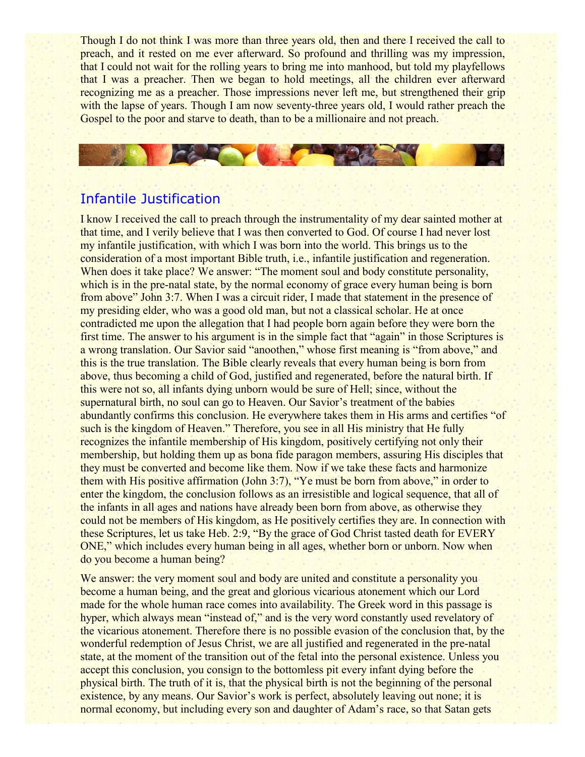Though I do not think I was more than three years old, then and there I received the call to preach, and it rested on me ever afterward. So profound and thrilling was my impression, that I could not wait for the rolling years to bring me into manhood, but told my playfellows that I was a preacher. Then we began to hold meetings, all the children ever afterward recognizing me as a preacher. Those impressions never left me, but strengthened their grip with the lapse of years. Though I am now seventy-three years old, I would rather preach the Gospel to the poor and starve to death, than to be a millionaire and not preach.

## Infantile Justification

I know I received the call to preach through the instrumentality of my dear sainted mother at that time, and I verily believe that I was then converted to God. Of course I had never lost my infantile justification, with which I was born into the world. This brings us to the consideration of a most important Bible truth, i.e., infantile justification and regeneration. When does it take place? We answer: "The moment soul and body constitute personality, which is in the pre-natal state, by the normal economy of grace every human being is born from above" John 3:7. When I was a circuit rider, I made that statement in the presence of my presiding elder, who was a good old man, but not a classical scholar. He at once contradicted me upon the allegation that I had people born again before they were born the first time. The answer to his argument is in the simple fact that "again" in those Scriptures is a wrong translation. Our Savior said "anoothen," whose first meaning is "from above," and this is the true translation. The Bible clearly reveals that every human being is born from above, thus becoming a child of God, justified and regenerated, before the natural birth. If this were not so, all infants dying unborn would be sure of Hell; since, without the supernatural birth, no soul can go to Heaven. Our Savior's treatment of the babies abundantly confirms this conclusion. He everywhere takes them in His arms and certifies "of such is the kingdom of Heaven." Therefore, you see in all His ministry that He fully recognizes the infantile membership of His kingdom, positively certifying not only their membership, but holding them up as bona fide paragon members, assuring His disciples that they must be converted and become like them. Now if we take these facts and harmonize them with His positive affirmation (John 3:7), "Ye must be born from above," in order to enter the kingdom, the conclusion follows as an irresistible and logical sequence, that all of the infants in all ages and nations have already been born from above, as otherwise they could not be members of His kingdom, as He positively certifies they are. In connection with these Scriptures, let us take Heb. 2:9, "By the grace of God Christ tasted death for EVERY ONE," which includes every human being in all ages, whether born or unborn. Now when do you become a human being?

We answer: the very moment soul and body are united and constitute a personality you become a human being, and the great and glorious vicarious atonement which our Lord made for the whole human race comes into availability. The Greek word in this passage is hyper, which always mean "instead of," and is the very word constantly used revelatory of the vicarious atonement. Therefore there is no possible evasion of the conclusion that, by the wonderful redemption of Jesus Christ, we are all justified and regenerated in the pre-natal state, at the moment of the transition out of the fetal into the personal existence. Unless you accept this conclusion, you consign to the bottomless pit every infant dying before the physical birth. The truth of it is, that the physical birth is not the beginning of the personal existence, by any means. Our Savior's work is perfect, absolutely leaving out none; it is normal economy, but including every son and daughter of Adam's race, so that Satan gets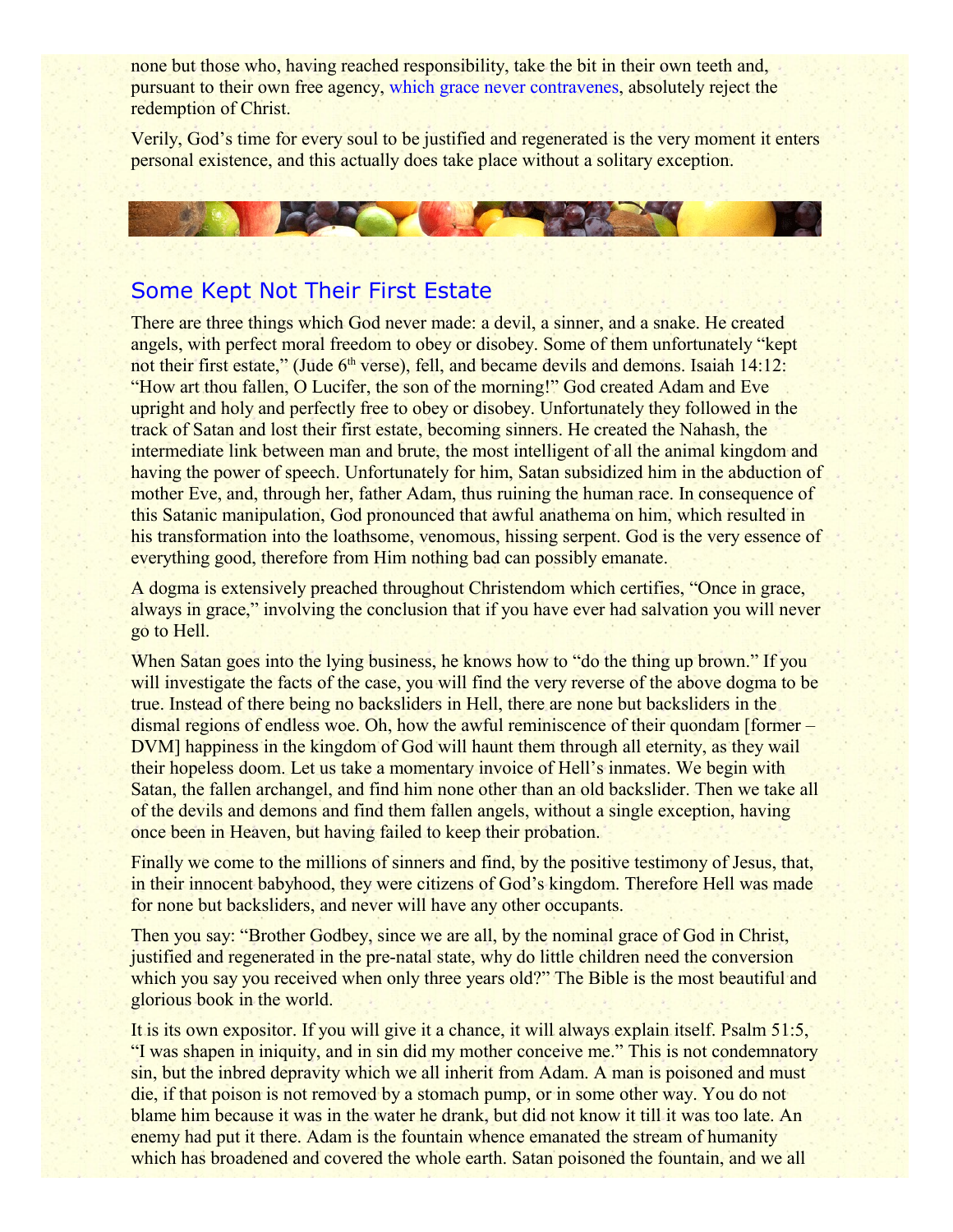none but those who, having reached responsibility, take the bit in their own teeth and, pursuant to their own free agency, which grace never contravenes, absolutely reject the redemption of Christ.

Verily, God's time for every soul to be justified and regenerated is the very moment it enters personal existence, and this actually does take place without a solitary exception.

## Some Kept Not Their First Estate

There are three things which God never made: a devil, a sinner, and a snake. He created angels, with perfect moral freedom to obey or disobey. Some of them unfortunately "kept not their first estate," (Jude 6th verse), fell, and became devils and demons. Isaiah 14:12: "How art thou fallen, O Lucifer, the son of the morning!" God created Adam and Eve upright and holy and perfectly free to obey or disobey. Unfortunately they followed in the track of Satan and lost their first estate, becoming sinners. He created the Nahash, the intermediate link between man and brute, the most intelligent of all the animal kingdom and having the power of speech. Unfortunately for him, Satan subsidized him in the abduction of mother Eve, and, through her, father Adam, thus ruining the human race. In consequence of this Satanic manipulation, God pronounced that awful anathema on him, which resulted in his transformation into the loathsome, venomous, hissing serpent. God is the very essence of everything good, therefore from Him nothing bad can possibly emanate.

A dogma is extensively preached throughout Christendom which certifies, "Once in grace, always in grace," involving the conclusion that if you have ever had salvation you will never go to Hell.

When Satan goes into the lying business, he knows how to "do the thing up brown." If you will investigate the facts of the case, you will find the very reverse of the above dogma to be true. Instead of there being no backsliders in Hell, there are none but backsliders in the dismal regions of endless woe. Oh, how the awful reminiscence of their quondam [former – DVM] happiness in the kingdom of God will haunt them through all eternity, as they wail their hopeless doom. Let us take a momentary invoice of Hell's inmates. We begin with Satan, the fallen archangel, and find him none other than an old backslider. Then we take all of the devils and demons and find them fallen angels, without a single exception, having once been in Heaven, but having failed to keep their probation.

Finally we come to the millions of sinners and find, by the positive testimony of Jesus, that, in their innocent babyhood, they were citizens of God's kingdom. Therefore Hell was made for none but backsliders, and never will have any other occupants.

Then you say: "Brother Godbey, since we are all, by the nominal grace of God in Christ, justified and regenerated in the pre-natal state, why do little children need the conversion which you say you received when only three years old?" The Bible is the most beautiful and glorious book in the world.

It is its own expositor. If you will give it a chance, it will always explain itself. Psalm 51:5, "I was shapen in iniquity, and in sin did my mother conceive me." This is not condemnatory sin, but the inbred depravity which we all inherit from Adam. A man is poisoned and must die, if that poison is not removed by a stomach pump, or in some other way. You do not blame him because it was in the water he drank, but did not know it till it was too late. An enemy had put it there. Adam is the fountain whence emanated the stream of humanity which has broadened and covered the whole earth. Satan poisoned the fountain, and we all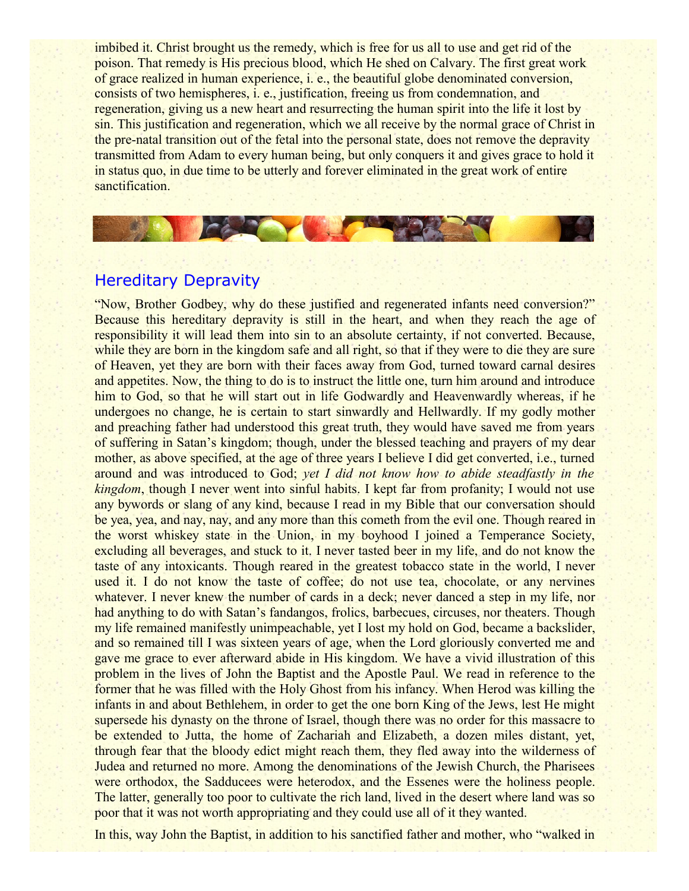imbibed it. Christ brought us the remedy, which is free for us all to use and get rid of the poison. That remedy is His precious blood, which He shed on Calvary. The first great work of grace realized in human experience, i. e., the beautiful globe denominated conversion, consists of two hemispheres, i. e., justification, freeing us from condemnation, and regeneration, giving us a new heart and resurrecting the human spirit into the life it lost by sin. This justification and regeneration, which we all receive by the normal grace of Christ in the pre-natal transition out of the fetal into the personal state, does not remove the depravity transmitted from Adam to every human being, but only conquers it and gives grace to hold it in status quo, in due time to be utterly and forever eliminated in the great work of entire sanctification.

## Hereditary Depravity

"Now, Brother Godbey, why do these justified and regenerated infants need conversion?" Because this hereditary depravity is still in the heart, and when they reach the age of responsibility it will lead them into sin to an absolute certainty, if not converted. Because, while they are born in the kingdom safe and all right, so that if they were to die they are sure of Heaven, yet they are born with their faces away from God, turned toward carnal desires and appetites. Now, the thing to do is to instruct the little one, turn him around and introduce him to God, so that he will start out in life Godwardly and Heavenwardly whereas, if he undergoes no change, he is certain to start sinwardly and Hellwardly. If my godly mother and preaching father had understood this great truth, they would have saved me from years of suffering in Satan's kingdom; though, under the blessed teaching and prayers of my dear mother, as above specified, at the age of three years I believe I did get converted, i.e., turned around and was introduced to God; *yet I did not know how to abide steadfastly in the kingdom*, though I never went into sinful habits. I kept far from profanity; I would not use any bywords or slang of any kind, because I read in my Bible that our conversation should be yea, yea, and nay, nay, and any more than this cometh from the evil one. Though reared in the worst whiskey state in the Union, in my boyhood I joined a Temperance Society, excluding all beverages, and stuck to it. I never tasted beer in my life, and do not know the taste of any intoxicants. Though reared in the greatest tobacco state in the world, I never used it. I do not know the taste of coffee; do not use tea, chocolate, or any nervines whatever. I never knew the number of cards in a deck; never danced a step in my life, nor had anything to do with Satan's fandangos, frolics, barbecues, circuses, nor theaters. Though my life remained manifestly unimpeachable, yet I lost my hold on God, became a backslider, and so remained till I was sixteen years of age, when the Lord gloriously converted me and gave me grace to ever afterward abide in His kingdom. We have a vivid illustration of this problem in the lives of John the Baptist and the Apostle Paul. We read in reference to the former that he was filled with the Holy Ghost from his infancy. When Herod was killing the infants in and about Bethlehem, in order to get the one born King of the Jews, lest He might supersede his dynasty on the throne of Israel, though there was no order for this massacre to be extended to Jutta, the home of Zachariah and Elizabeth, a dozen miles distant, yet, through fear that the bloody edict might reach them, they fled away into the wilderness of Judea and returned no more. Among the denominations of the Jewish Church, the Pharisees were orthodox, the Sadducees were heterodox, and the Essenes were the holiness people. The latter, generally too poor to cultivate the rich land, lived in the desert where land was so poor that it was not worth appropriating and they could use all of it they wanted.

In this, way John the Baptist, in addition to his sanctified father and mother, who "walked in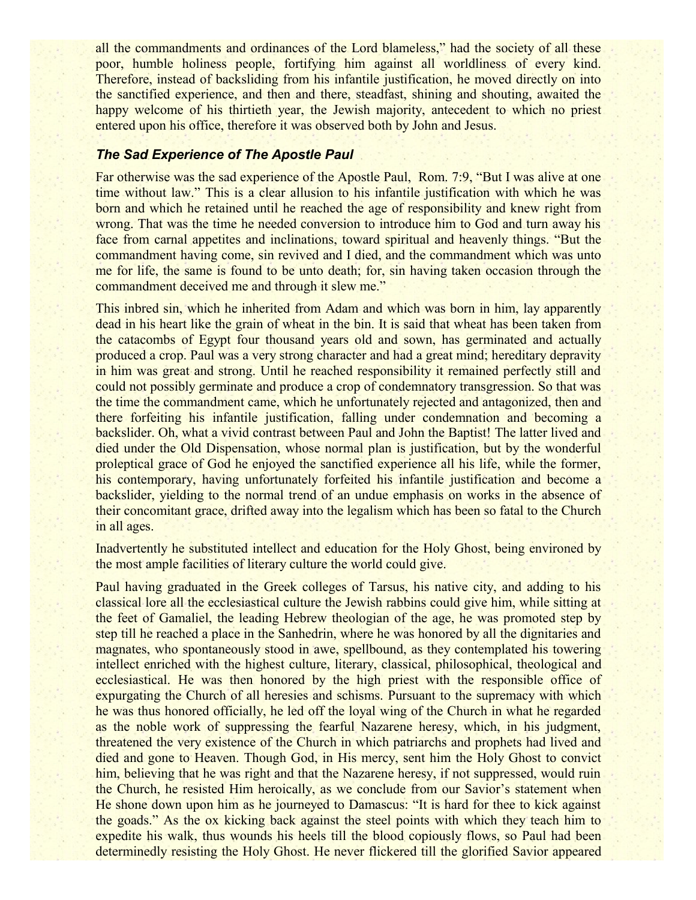all the commandments and ordinances of the Lord blameless," had the society of all these poor, humble holiness people, fortifying him against all worldliness of every kind. Therefore, instead of backsliding from his infantile justification, he moved directly on into the sanctified experience, and then and there, steadfast, shining and shouting, awaited the happy welcome of his thirtieth year, the Jewish majority, antecedent to which no priest entered upon his office, therefore it was observed both by John and Jesus.

### *The Sad Experience of The Apostle Paul*

Far otherwise was the sad experience of the Apostle Paul, Rom. 7:9, "But I was alive at one time without law." This is a clear allusion to his infantile justification with which he was born and which he retained until he reached the age of responsibility and knew right from wrong. That was the time he needed conversion to introduce him to God and turn away his face from carnal appetites and inclinations, toward spiritual and heavenly things. "But the commandment having come, sin revived and I died, and the commandment which was unto me for life, the same is found to be unto death; for, sin having taken occasion through the commandment deceived me and through it slew me."

This inbred sin, which he inherited from Adam and which was born in him, lay apparently dead in his heart like the grain of wheat in the bin. It is said that wheat has been taken from the catacombs of Egypt four thousand years old and sown, has germinated and actually produced a crop. Paul was a very strong character and had a great mind; hereditary depravity in him was great and strong. Until he reached responsibility it remained perfectly still and could not possibly germinate and produce a crop of condemnatory transgression. So that was the time the commandment came, which he unfortunately rejected and antagonized, then and there forfeiting his infantile justification, falling under condemnation and becoming a backslider. Oh, what a vivid contrast between Paul and John the Baptist! The latter lived and died under the Old Dispensation, whose normal plan is justification, but by the wonderful proleptical grace of God he enjoyed the sanctified experience all his life, while the former, his contemporary, having unfortunately forfeited his infantile justification and become a backslider, yielding to the normal trend of an undue emphasis on works in the absence of their concomitant grace, drifted away into the legalism which has been so fatal to the Church in all ages.

Inadvertently he substituted intellect and education for the Holy Ghost, being environed by the most ample facilities of literary culture the world could give.

Paul having graduated in the Greek colleges of Tarsus, his native city, and adding to his classical lore all the ecclesiastical culture the Jewish rabbins could give him, while sitting at the feet of Gamaliel, the leading Hebrew theologian of the age, he was promoted step by step till he reached a place in the Sanhedrin, where he was honored by all the dignitaries and magnates, who spontaneously stood in awe, spellbound, as they contemplated his towering intellect enriched with the highest culture, literary, classical, philosophical, theological and ecclesiastical. He was then honored by the high priest with the responsible office of expurgating the Church of all heresies and schisms. Pursuant to the supremacy with which he was thus honored officially, he led off the loyal wing of the Church in what he regarded as the noble work of suppressing the fearful Nazarene heresy, which, in his judgment, threatened the very existence of the Church in which patriarchs and prophets had lived and died and gone to Heaven. Though God, in His mercy, sent him the Holy Ghost to convict him, believing that he was right and that the Nazarene heresy, if not suppressed, would ruin the Church, he resisted Him heroically, as we conclude from our Savior's statement when He shone down upon him as he journeyed to Damascus: "It is hard for thee to kick against the goads." As the ox kicking back against the steel points with which they teach him to expedite his walk, thus wounds his heels till the blood copiously flows, so Paul had been determinedly resisting the Holy Ghost. He never flickered till the glorified Savior appeared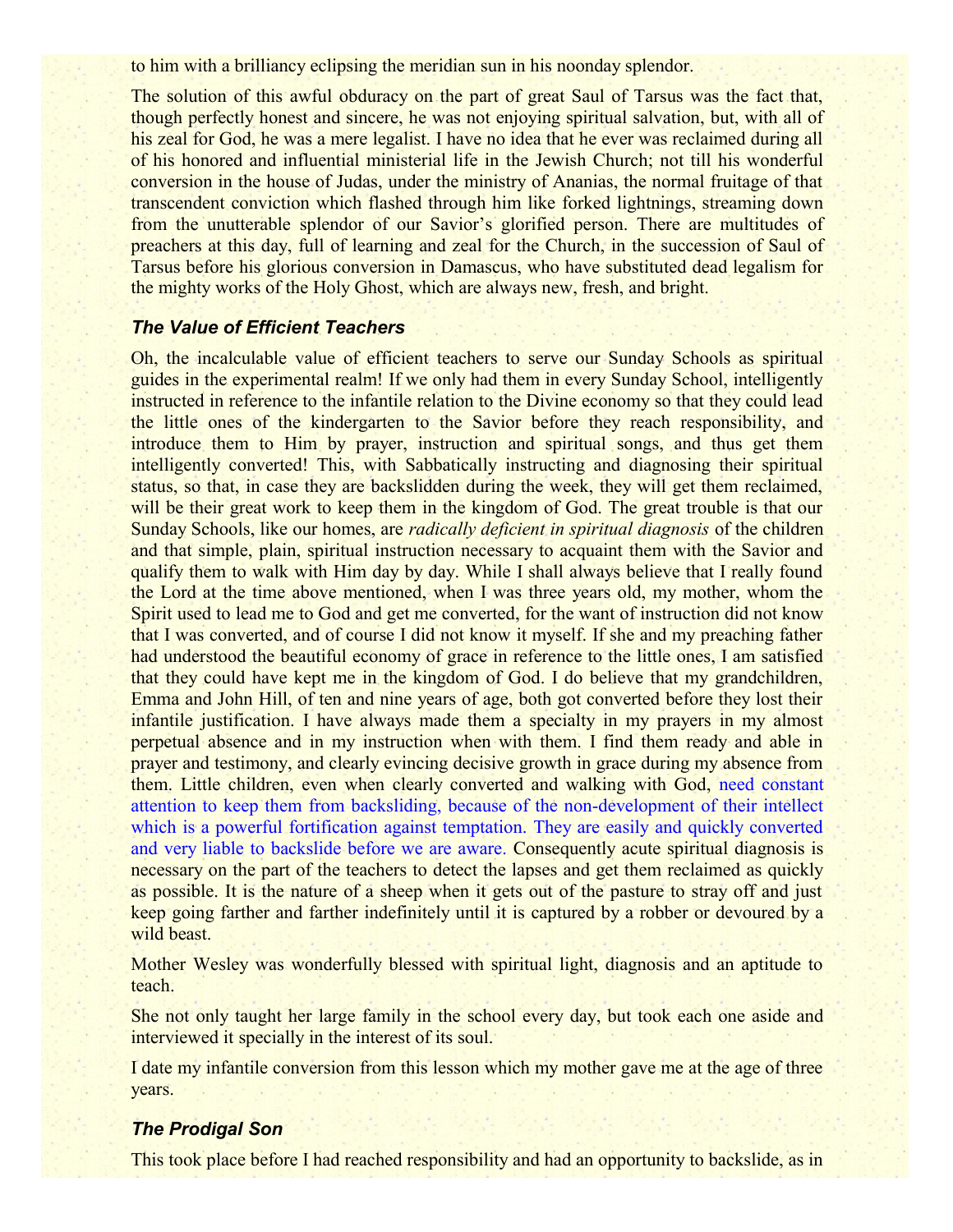to him with a brilliancy eclipsing the meridian sun in his noonday splendor.

The solution of this awful obduracy on the part of great Saul of Tarsus was the fact that, though perfectly honest and sincere, he was not enjoying spiritual salvation, but, with all of his zeal for God, he was a mere legalist. I have no idea that he ever was reclaimed during all of his honored and influential ministerial life in the Jewish Church; not till his wonderful conversion in the house of Judas, under the ministry of Ananias, the normal fruitage of that transcendent conviction which flashed through him like forked lightnings, streaming down from the unutterable splendor of our Savior's glorified person. There are multitudes of preachers at this day, full of learning and zeal for the Church, in the succession of Saul of Tarsus before his glorious conversion in Damascus, who have substituted dead legalism for the mighty works of the Holy Ghost, which are always new, fresh, and bright.

### *The Value of Efficient Teachers*

Oh, the incalculable value of efficient teachers to serve our Sunday Schools as spiritual guides in the experimental realm! If we only had them in every Sunday School, intelligently instructed in reference to the infantile relation to the Divine economy so that they could lead the little ones of the kindergarten to the Savior before they reach responsibility, and introduce them to Him by prayer, instruction and spiritual songs, and thus get them intelligently converted! This, with Sabbatically instructing and diagnosing their spiritual status, so that, in case they are backslidden during the week, they will get them reclaimed, will be their great work to keep them in the kingdom of God. The great trouble is that our Sunday Schools, like our homes, are *radically deficient in spiritual diagnosis* of the children and that simple, plain, spiritual instruction necessary to acquaint them with the Savior and qualify them to walk with Him day by day. While I shall always believe that I really found the Lord at the time above mentioned, when I was three years old, my mother, whom the Spirit used to lead me to God and get me converted, for the want of instruction did not know that I was converted, and of course I did not know it myself. If she and my preaching father had understood the beautiful economy of grace in reference to the little ones, I am satisfied that they could have kept me in the kingdom of God. I do believe that my grandchildren, Emma and John Hill, of ten and nine years of age, both got converted before they lost their infantile justification. I have always made them a specialty in my prayers in my almost perpetual absence and in my instruction when with them. I find them ready and able in prayer and testimony, and clearly evincing decisive growth in grace during my absence from them. Little children, even when clearly converted and walking with God, need constant attention to keep them from backsliding, because of the non-development of their intellect which is a powerful fortification against temptation. They are easily and quickly converted and very liable to backslide before we are aware. Consequently acute spiritual diagnosis is necessary on the part of the teachers to detect the lapses and get them reclaimed as quickly as possible. It is the nature of a sheep when it gets out of the pasture to stray off and just keep going farther and farther indefinitely until it is captured by a robber or devoured by a wild beast.

Mother Wesley was wonderfully blessed with spiritual light, diagnosis and an aptitude to teach.

She not only taught her large family in the school every day, but took each one aside and interviewed it specially in the interest of its soul.

I date my infantile conversion from this lesson which my mother gave me at the age of three years.

### *The Prodigal Son*

This took place before I had reached responsibility and had an opportunity to backslide, as in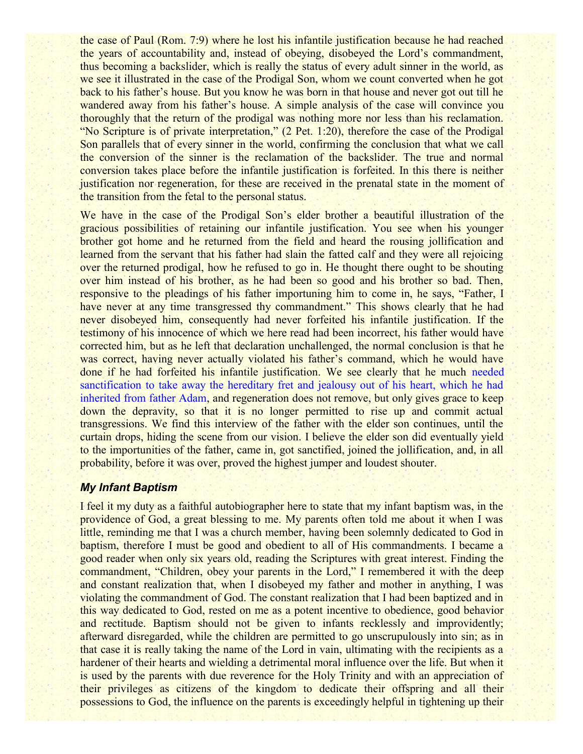the case of Paul (Rom. 7:9) where he lost his infantile justification because he had reached the years of accountability and, instead of obeying, disobeyed the Lord's commandment, thus becoming a backslider, which is really the status of every adult sinner in the world, as we see it illustrated in the case of the Prodigal Son, whom we count converted when he got back to his father's house. But you know he was born in that house and never got out till he wandered away from his father's house. A simple analysis of the case will convince you thoroughly that the return of the prodigal was nothing more nor less than his reclamation. "No Scripture is of private interpretation," (2 Pet. 1:20), therefore the case of the Prodigal Son parallels that of every sinner in the world, confirming the conclusion that what we call the conversion of the sinner is the reclamation of the backslider. The true and normal conversion takes place before the infantile justification is forfeited. In this there is neither justification nor regeneration, for these are received in the prenatal state in the moment of the transition from the fetal to the personal status.

We have in the case of the Prodigal Son's elder brother a beautiful illustration of the gracious possibilities of retaining our infantile justification. You see when his younger brother got home and he returned from the field and heard the rousing jollification and learned from the servant that his father had slain the fatted calf and they were all rejoicing over the returned prodigal, how he refused to go in. He thought there ought to be shouting over him instead of his brother, as he had been so good and his brother so bad. Then, responsive to the pleadings of his father importuning him to come in, he says, "Father, I have never at any time transgressed thy commandment." This shows clearly that he had never disobeyed him, consequently had never forfeited his infantile justification. If the testimony of his innocence of which we here read had been incorrect, his father would have corrected him, but as he left that declaration unchallenged, the normal conclusion is that he was correct, having never actually violated his father's command, which he would have done if he had forfeited his infantile justification. We see clearly that he much needed sanctification to take away the hereditary fret and jealousy out of his heart, which he had inherited from father Adam, and regeneration does not remove, but only gives grace to keep down the depravity, so that it is no longer permitted to rise up and commit actual transgressions. We find this interview of the father with the elder son continues, until the curtain drops, hiding the scene from our vision. I believe the elder son did eventually yield to the importunities of the father, came in, got sanctified, joined the jollification, and, in all probability, before it was over, proved the highest jumper and loudest shouter.

### *My Infant Baptism*

I feel it my duty as a faithful autobiographer here to state that my infant baptism was, in the providence of God, a great blessing to me. My parents often told me about it when I was little, reminding me that I was a church member, having been solemnly dedicated to God in baptism, therefore I must be good and obedient to all of His commandments. I became a good reader when only six years old, reading the Scriptures with great interest. Finding the commandment, "Children, obey your parents in the Lord," I remembered it with the deep and constant realization that, when I disobeyed my father and mother in anything, I was violating the commandment of God. The constant realization that I had been baptized and in this way dedicated to God, rested on me as a potent incentive to obedience, good behavior and rectitude. Baptism should not be given to infants recklessly and improvidently; afterward disregarded, while the children are permitted to go unscrupulously into sin; as in that case it is really taking the name of the Lord in vain, ultimating with the recipients as a hardener of their hearts and wielding a detrimental moral influence over the life. But when it is used by the parents with due reverence for the Holy Trinity and with an appreciation of their privileges as citizens of the kingdom to dedicate their offspring and all their possessions to God, the influence on the parents is exceedingly helpful in tightening up their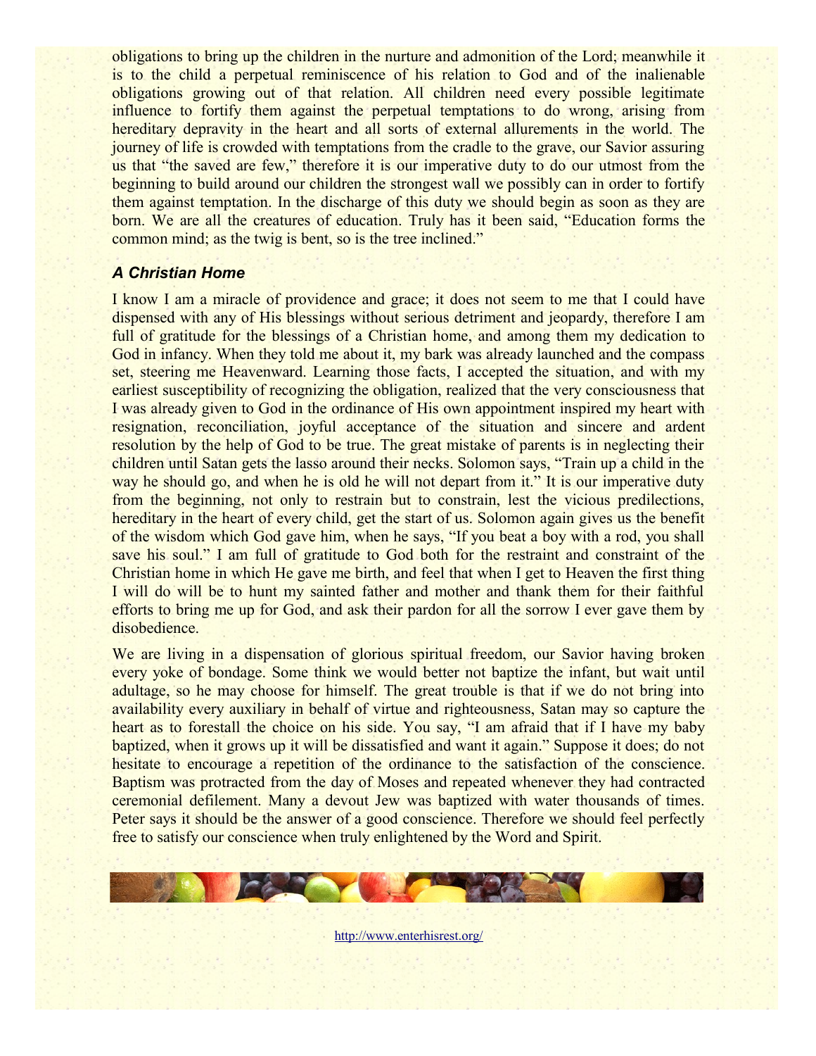obligations to bring up the children in the nurture and admonition of the Lord; meanwhile it is to the child a perpetual reminiscence of his relation to God and of the inalienable obligations growing out of that relation. All children need every possible legitimate influence to fortify them against the perpetual temptations to do wrong, arising from hereditary depravity in the heart and all sorts of external allurements in the world. The journey of life is crowded with temptations from the cradle to the grave, our Savior assuring us that “the saved are few,” therefore it is our imperative duty to do our utmost from the beginning to build around our children the strongest wall we possibly can in order to fortify them against temptation. In the discharge of this duty we should begin as soon as they are born. We are all the creatures of education. Truly has it been said, “Education forms the common mind; as the twig is bent, so is the tree inclined.”

### *A Christian Home*

I know I am a miracle of providence and grace; it does not seem to me that I could have dispensed with any of His blessings without serious detriment and jeopardy, therefore I am full of gratitude for the blessings of a Christian home, and among them my dedication to God in infancy. When they told me about it, my bark was already launched and the compass set, steering me Heavenward. Learning those facts, I accepted the situation, and with my earliest susceptibility of recognizing the obligation, realized that the very consciousness that I was already given to God in the ordinance of His own appointment inspired my heart with resignation, reconciliation, joyful acceptance of the situation and sincere and ardent resolution by the help of God to be true. The great mistake of parents is in neglecting their children until Satan gets the lasso around their necks. Solomon says, “Train up a child in the way he should go, and when he is old he will not depart from it.” It is our imperative duty from the beginning, not only to restrain but to constrain, lest the vicious predilections, hereditary in the heart of every child, get the start of us. Solomon again gives us the benefit of the wisdom which God gave him, when he says, “If you beat a boy with a rod, you shall save his soul.” I am full of gratitude to God both for the restraint and constraint of the Christian home in which He gave me birth, and feel that when I get to Heaven the first thing I will do will be to hunt my sainted father and mother and thank them for their faithful efforts to bring me up for God, and ask their pardon for all the sorrow I ever gave them by disobedience.

We are living in a dispensation of glorious spiritual freedom, our Savior having broken every yoke of bondage. Some think we would better not baptize the infant, but wait until adultage, so he may choose for himself. The great trouble is that if we do not bring into availability every auxiliary in behalf of virtue and righteousness, Satan may so capture the heart as to forestall the choice on his side. You say, “I am afraid that if I have my baby baptized, when it grows up it will be dissatisfied and want it again.” Suppose it does; do not hesitate to encourage a repetition of the ordinance to the satisfaction of the conscience. Baptism was protracted from the day of Moses and repeated whenever they had contracted ceremonial defilement. Many a devout Jew was baptized with water thousands of times. Peter says it should be the answer of a good conscience. Therefore we should feel perfectly free to satisfy our conscience when truly enlightened by the Word and Spirit.

http://www.enterhisrest.org/